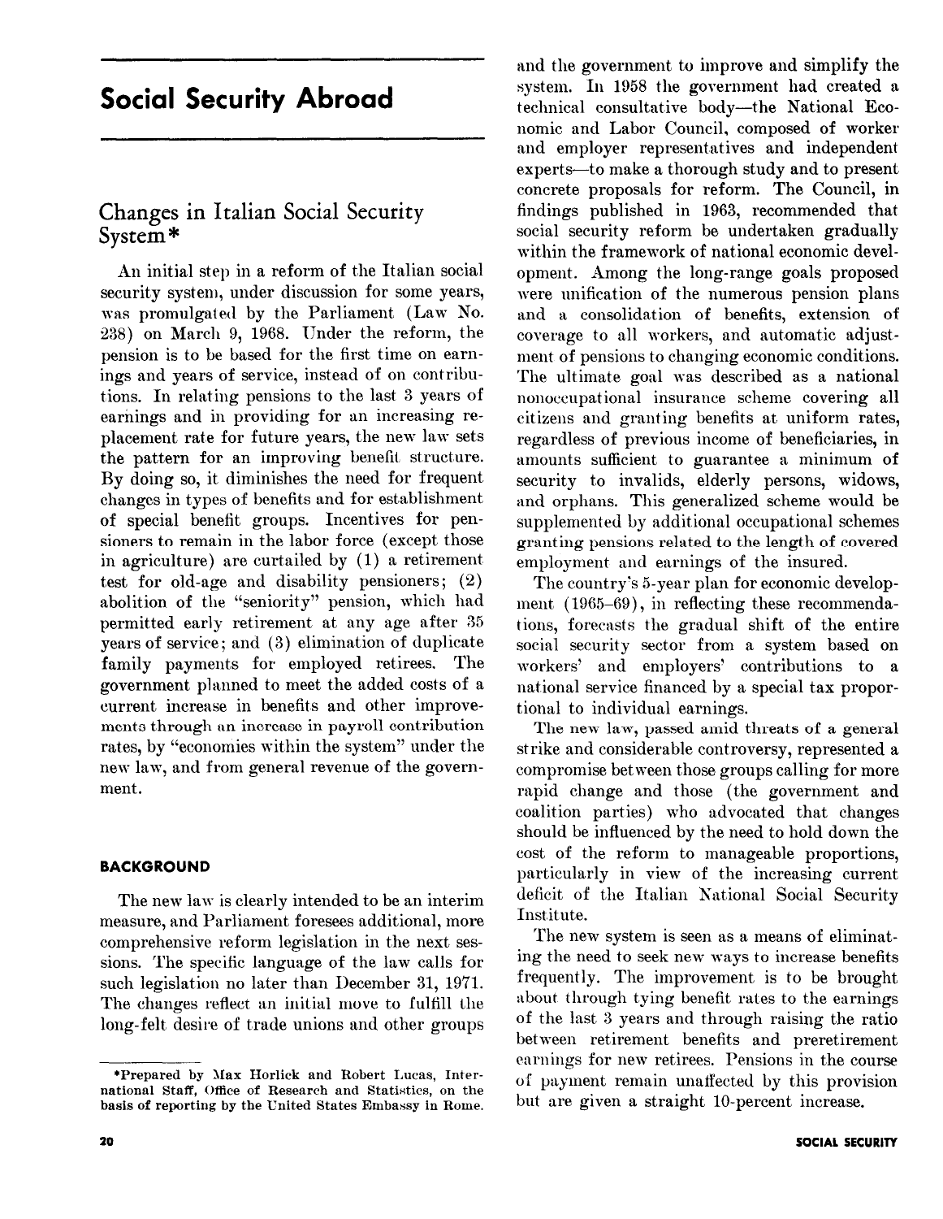# Social Security Abroad

## Changes in Italian Social Security System*

An initial step in a reform of the Italian social security system, under discussion for some years, was promulgated by the Parliament (Law No. 238) on March 9, 1968. Under the reform, the pension is to be based for the first time on earnings and years of service, instead of on contributions. In relating pensions to the last 3 years of earnings and in providing for an increasing replacement rate for future years, the new law sets the pattern for an improving benefit structure. By doing so, it diminishes the need for frequent changes in types of benefits and for establishment of special benefit groups. Incentives for pensioners to remain in the labor force (except those in agriculture) are curtailed by (1) a retirement test for old-age and disability pensioners; (2) abolition of the "seniority" pension, which had permitted early retirement at any age after 35 years of service; and (3) elimination of duplicate family payments for employed retirees. The government planned to meet the added costs of a current increase in benefits and other improvements through an increase in payroll contribution rates, by "economies within the system" under the new law, and from general revenue of the government.

### BACKGROUND

The new law is clearly intended to be an interim measure, and Parliament foresees additional, more comprehensive reform legislation in the next sessions. The specific language of the law calls for such legislation no later than December 31, 1971. The changes reflect an initial move to fulfill the long-felt desire of trade unions and other groups and the government to improve and simplify the system. In 1958 the government had created a technical consultative body—the National Economic and Labor Council, composed of worker and employer representatives and independent experts—to make a thorough study and to present concrete proposals for reform. The Council, in findings published in 1963, recommended that social security reform be undertaken gradually within the framework of national economic development. Among the long-range goals proposed were unification of the numerous pension plans and a consolidation of benefits, extension of coverage to all workers, and automatic adjustment of pensions to changing economic conditions. The ultimate goal was described as a national nonoccupational insurance scheme covering all citizens and granting benefits at uniform rates, regardless of previous income of beneficiaries, in amounts sufficient to guarantee a minimum of security to invalids, elderly persons, widows, and orphans. This generalized scheme would be supplemented by additional occupational schemes granting pensions related to the length of covered employment and earnings of the insured.

The country's 5-year plan for economic development (1965–69), in reflecting these recommendations, forecasts the gradual shift of the entire social security sector from a system based on workers' and employers' contributions to a national service financed by a special tax proportional to individual earnings.

The new law, passed amid threats of a general strike and considerable controversy, represented a compromise between those groups calling for more rapid change and those (the government and coalition parties) who advocated that changes should be influenced by the need to hold down the cost of the reform to manageable proportions, particularly in view of the increasing current deficit of the Italian National Social Security Institute.

The new system is seen as a means of eliminating the need to seek new ways to increase benefits frequently. The improvement is to be brought about through tying benefit rates to the earnings of the last 3 years and through raising the ratio between retirement benefits and preretirement earnings for new retirees. Pensions in the course of payment remain unaffected by this provision but are given a straight 10-percent increase.

---

*Prepared by Max Horlick and Robert Lucas, International Staff, Office of Research and Statistics, on the basis of reporting by the United States Embassy in Rome.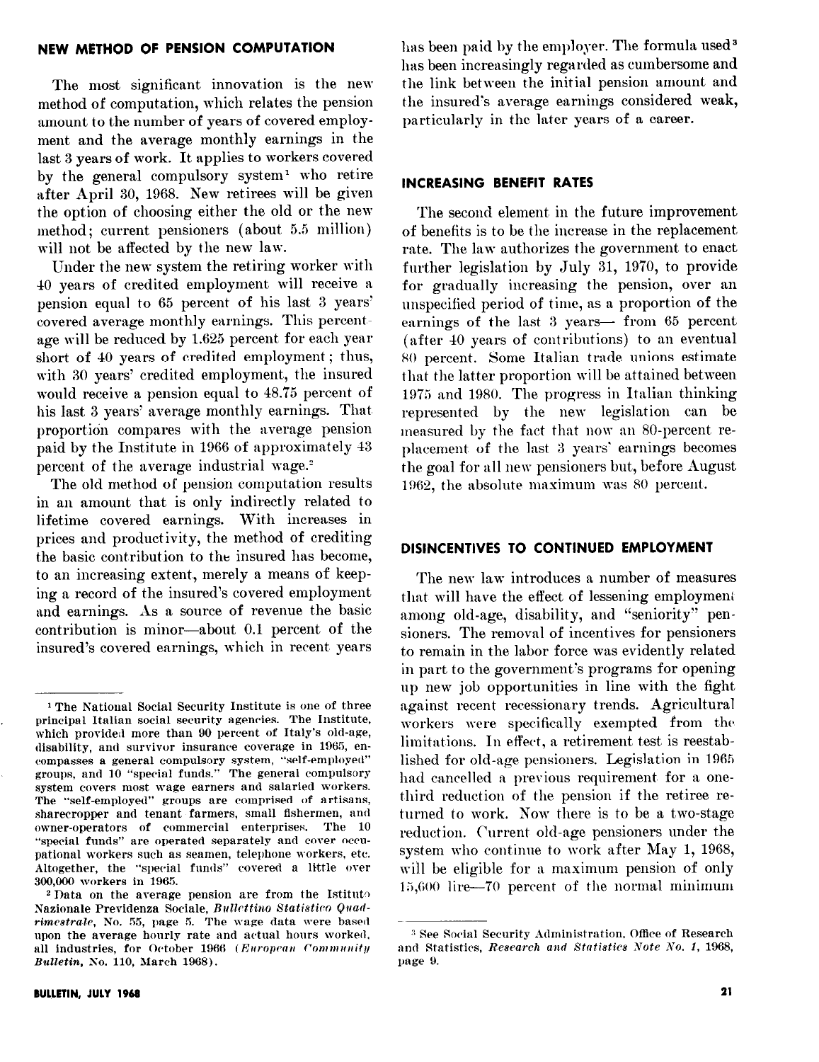## NEW METHOD OF PENSION COMPUTATION

The most significant innovation is the new method of computation, which relates the pension amount to the number of years of covered employment and the average monthly earnings in the last 3 years of work. It applies to workers covered by the general compulsory system[1] who retire after April 30, 1968. New retirees will be given the option of choosing either the old or the new method; current pensioners (about 5.5 million) will not be affected by the new law.

Under the new system the retiring worker with 40 years of credited employment will receive a pension equal to 65 percent of his last 3 years' covered average monthly earnings. This percentage will be reduced by 1.625 percent for each year short of 40 years of credited employment; thus, with 30 years' credited employment, the insured would receive a pension equal to 48.75 percent of his last 3 years' average monthly earnings. That proportion compares with the average pension paid by the Institute in 1966 of approximately 43 percent of the average industrial wage.[2]

The old method of pension computation results in an amount that is only indirectly related to lifetime covered earnings. With increases in prices and productivity, the method of crediting the basic contribution to the insured has become, to an increasing extent, merely a means of keeping a record of the insured's covered employment and earnings. As a source of revenue the basic contribution is minor—about 0.1 percent of the insured's covered earnings, which in recent years has been paid by the employer. The formula used[3] has been increasingly regarded as cumbersome and the link between the initial pension amount and the insured's average earnings considered weak, particularly in the later years of a career.

## INCREASING BENEFIT RATES

The second element in the future improvement of benefits is to be the increase in the replacement rate. The law authorizes the government to enact further legislation by July 31, 1970, to provide for gradually increasing the pension, over an unspecified period of time, as a proportion of the earnings of the last 3 years— from 65 percent (after 40 years of contributions) to an eventual 80 percent. Some Italian trade unions estimate that the latter proportion will be attained between 1975 and 1980. The progress in Italian thinking represented by the new legislation can be measured by the fact that now an 80-percent replacement of the last 3 years' earnings becomes the goal for all new pensioners but, before August 1962, the absolute maximum was 80 percent.

## DISINCENTIVES TO CONTINUED EMPLOYMENT

The new law introduces a number of measures that will have the effect of lessening employment among old-age, disability, and "seniority" pensioners. The removal of incentives for pensioners to remain in the labor force was evidently related in part to the government's programs for opening up new job opportunities in line with the fight against recent recessionary trends. Agricultural workers were specifically exempted from the limitations. In effect, a retirement test is reestablished for old-age pensioners. Legislation in 1965 had cancelled a previous requirement for a one-third reduction of the pension if the retiree returned to work. Now there is to be a two-stage reduction. Current old-age pensioners under the system who continue to work after May 1, 1968, will be eligible for a maximum pension of only 15,600 lire—70 percent of the normal minimum

---

[1] The National Social Security Institute is one of three principal Italian social security agencies. The Institute, which provided more than 90 percent of Italy's old-age, disability, and survivor insurance coverage in 1965, encompasses a general compulsory system, "self-employed" groups, and 10 "special funds." The general compulsory system covers most wage earners and salaried workers. The "self-employed" groups are comprised of artisans, sharecropper and tenant farmers, small fishermen, and owner-operators of commercial enterprises. The 10 "special funds" are operated separately and cover occupational workers such as seamen, telephone workers, etc. Altogether, the "special funds" covered a little over 300,000 workers in 1965.

[2] Data on the average pension are from the Istituto Nazionale Previdenza Sociale, *Bullettino Statistico Quadrimestrale*, No. 55, page 5. The wage data were based upon the average hourly rate and actual hours worked, all industries, for October 1966 (*European Community Bulletin*, No. 110, March 1968).

[3] See Social Security Administration, Office of Research and Statistics, *Research and Statistics Note No. 1*, 1968, page 9.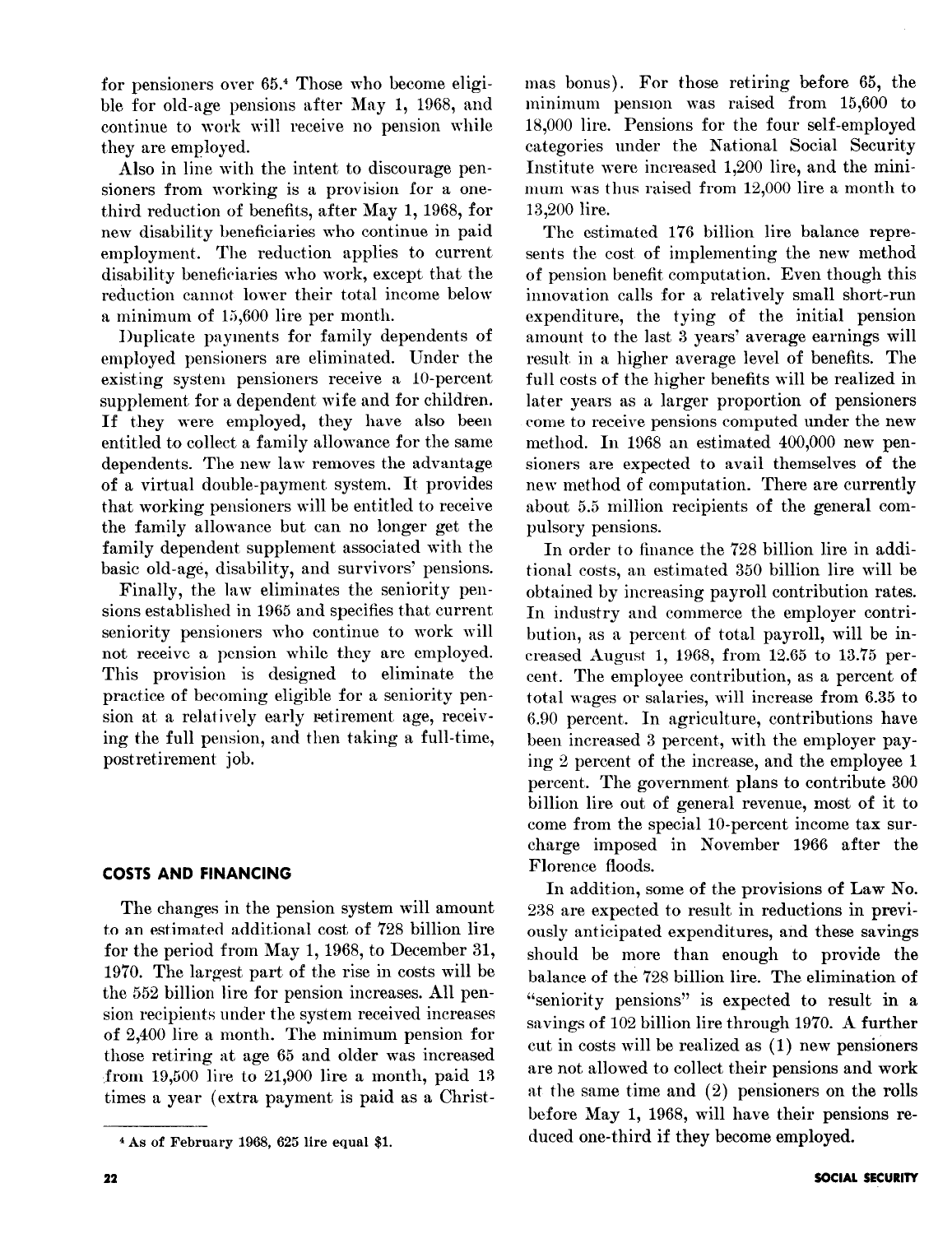for pensioners over 65.[4] Those who become eligible for old-age pensions after May 1, 1968, and continue to work will receive no pension while they are employed.

Also in line with the intent to discourage pensioners from working is a provision for a one-third reduction of benefits, after May 1, 1968, for new disability beneficiaries who continue in paid employment. The reduction applies to current disability beneficiaries who work, except that the reduction cannot lower their total income below a minimum of 15,600 lire per month.

Duplicate payments for family dependents of employed pensioners are eliminated. Under the existing system pensioners receive a 10-percent supplement for a dependent wife and for children. If they were employed, they have also been entitled to collect a family allowance for the same dependents. The new law removes the advantage of a virtual double-payment system. It provides that working pensioners will be entitled to receive the family allowance but can no longer get the family dependent supplement associated with the basic old-age, disability, and survivors' pensions.

Finally, the law eliminates the seniority pensions established in 1965 and specifies that current seniority pensioners who continue to work will not receive a pension while they are employed. This provision is designed to eliminate the practice of becoming eligible for a seniority pension at a relatively early retirement age, receiving the full pension, and then taking a full-time, postretirement job.

## COSTS AND FINANCING

The changes in the pension system will amount to an estimated additional cost of 728 billion lire for the period from May 1, 1968, to December 31, 1970. The largest part of the rise in costs will be the 552 billion lire for pension increases. All pension recipients under the system received increases of 2,400 lire a month. The minimum pension for those retiring at age 65 and older was increased from 19,500 lire to 21,900 lire a month, paid 13 times a year (extra payment is paid as a Christmas bonus). For those retiring before 65, the minimum pension was raised from 15,600 to 18,000 lire. Pensions for the four self-employed categories under the National Social Security Institute were increased 1,200 lire, and the minimum was thus raised from 12,000 lire a month to 13,200 lire.

The estimated 176 billion lire balance represents the cost of implementing the new method of pension benefit computation. Even though this innovation calls for a relatively small short-run expenditure, the tying of the initial pension amount to the last 3 years' average earnings will result in a higher average level of benefits. The full costs of the higher benefits will be realized in later years as a larger proportion of pensioners come to receive pensions computed under the new method. In 1968 an estimated 400,000 new pensioners are expected to avail themselves of the new method of computation. There are currently about 5.5 million recipients of the general compulsory pensions.

In order to finance the 728 billion lire in additional costs, an estimated 350 billion lire will be obtained by increasing payroll contribution rates. In industry and commerce the employer contribution, as a percent of total payroll, will be increased August 1, 1968, from 12.65 to 13.75 percent. The employee contribution, as a percent of total wages or salaries, will increase from 6.35 to 6.90 percent. In agriculture, contributions have been increased 3 percent, with the employer paying 2 percent of the increase, and the employee 1 percent. The government plans to contribute 300 billion lire out of general revenue, most of it to come from the special 10-percent income tax surcharge imposed in November 1966 after the Florence floods.

In addition, some of the provisions of Law No. 238 are expected to result in reductions in previously anticipated expenditures, and these savings should be more than enough to provide the balance of the 728 billion lire. The elimination of "seniority pensions" is expected to result in a savings of 102 billion lire through 1970. A further cut in costs will be realized as (1) new pensioners are not allowed to collect their pensions and work at the same time and (2) pensioners on the rolls before May 1, 1968, will have their pensions reduced one-third if they become employed.

---

[4] As of February 1968, 625 lire equal $1.